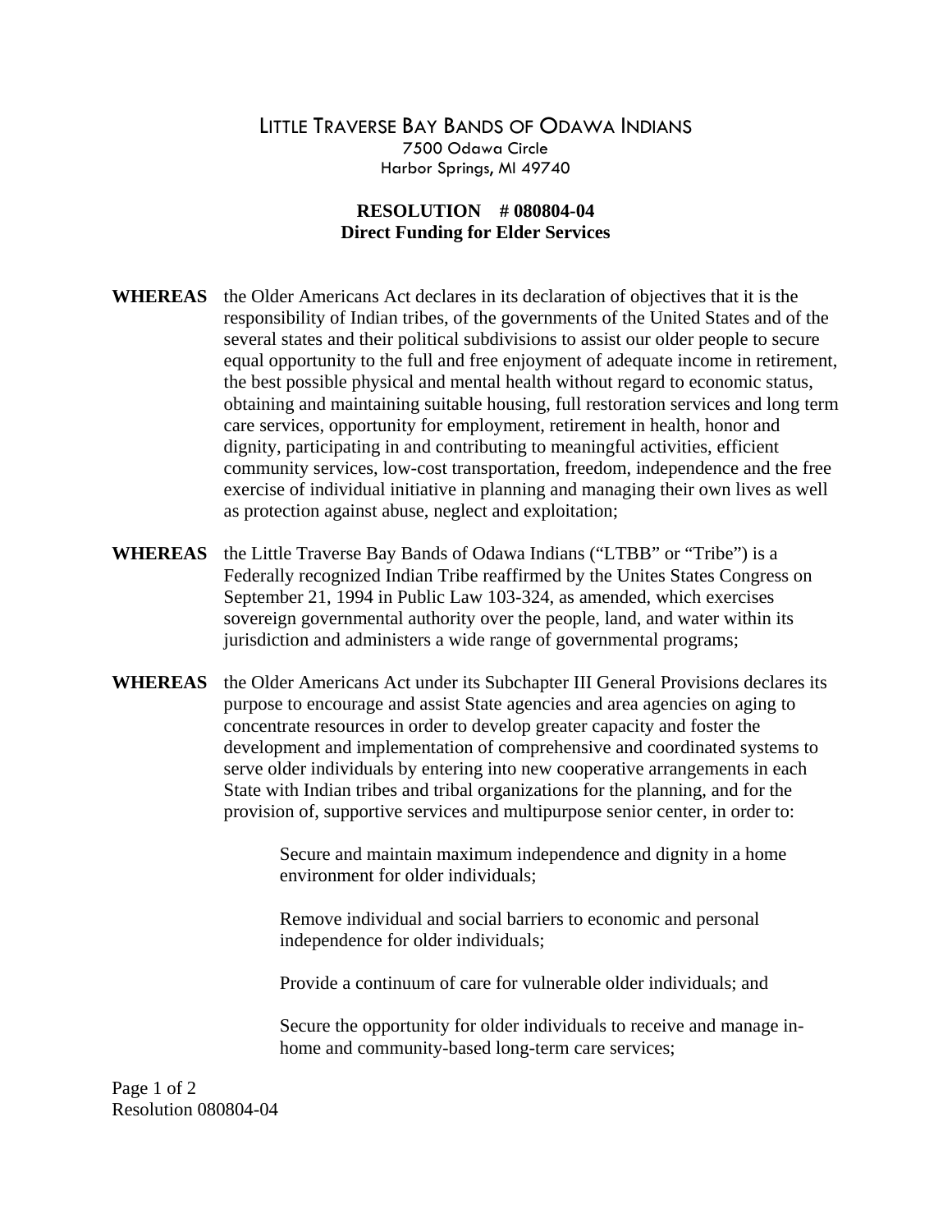# LITTLE TRAVERSE BAY BANDS OF ODAWA INDIANS

7500 Odawa Circle
Harbor Springs, MI 49740

## RESOLUTION # 080804-04
## Direct Funding for Elder Services

**WHEREAS** the Older Americans Act declares in its declaration of objectives that it is the responsibility of Indian tribes, of the governments of the United States and of the several states and their political subdivisions to assist our older people to secure equal opportunity to the full and free enjoyment of adequate income in retirement, the best possible physical and mental health without regard to economic status, obtaining and maintaining suitable housing, full restoration services and long term care services, opportunity for employment, retirement in health, honor and dignity, participating in and contributing to meaningful activities, efficient community services, low-cost transportation, freedom, independence and the free exercise of individual initiative in planning and managing their own lives as well as protection against abuse, neglect and exploitation;

**WHEREAS** the Little Traverse Bay Bands of Odawa Indians ("LTBB" or "Tribe") is a Federally recognized Indian Tribe reaffirmed by the Unites States Congress on September 21, 1994 in Public Law 103-324, as amended, which exercises sovereign governmental authority over the people, land, and water within its jurisdiction and administers a wide range of governmental programs;

**WHEREAS** the Older Americans Act under its Subchapter III General Provisions declares its purpose to encourage and assist State agencies and area agencies on aging to concentrate resources in order to develop greater capacity and foster the development and implementation of comprehensive and coordinated systems to serve older individuals by entering into new cooperative arrangements in each State with Indian tribes and tribal organizations for the planning, and for the provision of, supportive services and multipurpose senior center, in order to:

> Secure and maintain maximum independence and dignity in a home environment for older individuals;
>
> Remove individual and social barriers to economic and personal independence for older individuals;
>
> Provide a continuum of care for vulnerable older individuals; and
>
> Secure the opportunity for older individuals to receive and manage in-home and community-based long-term care services;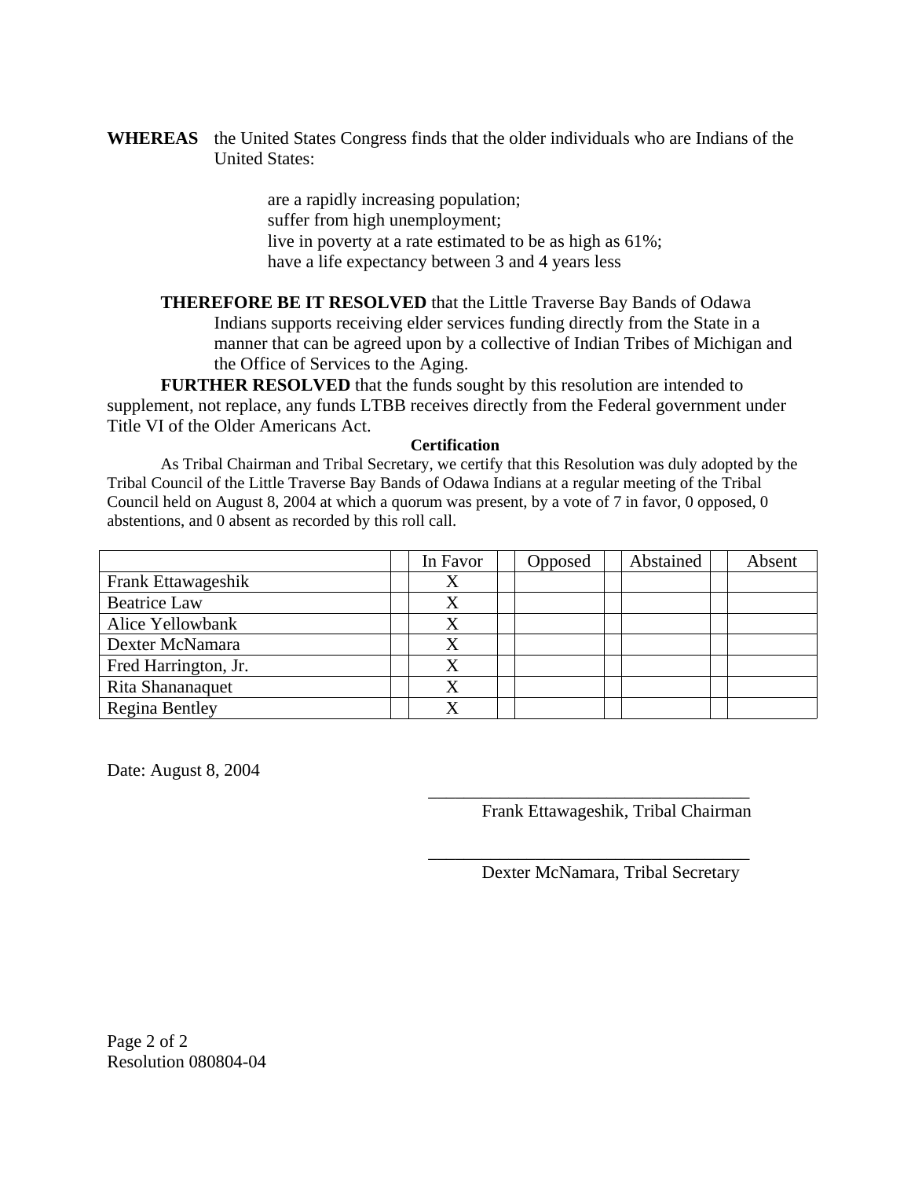**WHEREAS** the United States Congress finds that the older individuals who are Indians of the United States:

are a rapidly increasing population;
suffer from high unemployment;
live in poverty at a rate estimated to be as high as 61%;
have a life expectancy between 3 and 4 years less

**THEREFORE BE IT RESOLVED** that the Little Traverse Bay Bands of Odawa Indians supports receiving elder services funding directly from the State in a manner that can be agreed upon by a collective of Indian Tribes of Michigan and the Office of Services to the Aging.

**FURTHER RESOLVED** that the funds sought by this resolution are intended to supplement, not replace, any funds LTBB receives directly from the Federal government under Title VI of the Older Americans Act.

**Certification**

As Tribal Chairman and Tribal Secretary, we certify that this Resolution was duly adopted by the Tribal Council of the Little Traverse Bay Bands of Odawa Indians at a regular meeting of the Tribal Council held on August 8, 2004 at which a quorum was present, by a vote of 7 in favor, 0 opposed, 0 abstentions, and 0 absent as recorded by this roll call.

| | In Favor | Opposed | Abstained | Absent |
|---|---|---|---|---|
| Frank Ettawageshik | X | | | |
| Beatrice Law | X | | | |
| Alice Yellowbank | X | | | |
| Dexter McNamara | X | | | |
| Fred Harrington, Jr. | X | | | |
| Rita Shananaquet | X | | | |
| Regina Bentley | X | | | |

Date: August 8, 2004

\_\_\_\_\_\_\_\_\_\_\_\_\_\_\_\_\_\_\_\_\_\_\_\_\_\_\_\_\_\_\_\_\_\_\_
Frank Ettawageshik, Tribal Chairman

\_\_\_\_\_\_\_\_\_\_\_\_\_\_\_\_\_\_\_\_\_\_\_\_\_\_\_\_\_\_\_\_\_\_\_
Dexter McNamara, Tribal Secretary

Resolution 080804-04